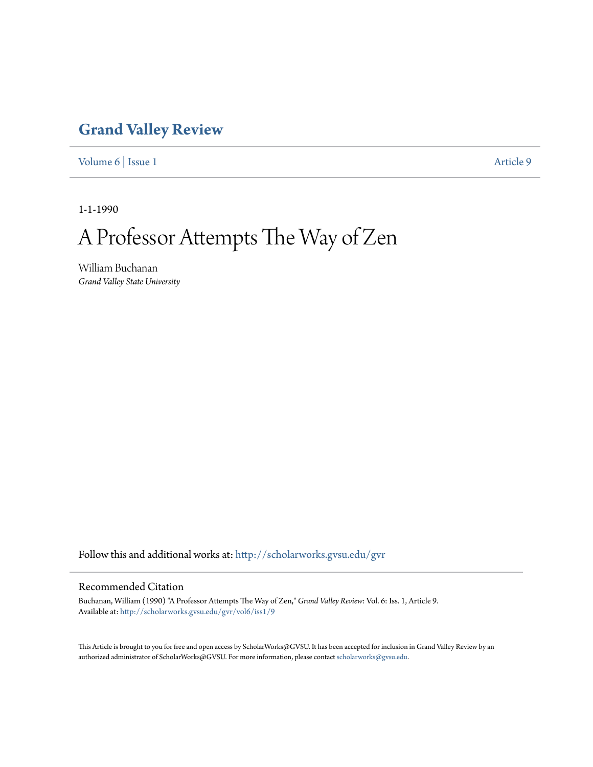# Grand Valley Review

Volume 6 | Issue 1 | Article 9

1-1-1990

# A Professor Attempts The Way of Zen

William Buchanan
*Grand Valley State University*

Follow this and additional works at: http://scholarworks.gvsu.edu/gvr

## Recommended Citation

Buchanan, William (1990) "A Professor Attempts The Way of Zen," *Grand Valley Review*: Vol. 6: Iss. 1, Article 9.
Available at: http://scholarworks.gvsu.edu/gvr/vol6/iss1/9

This Article is brought to you for free and open access by ScholarWorks@GVSU. It has been accepted for inclusion in Grand Valley Review by an authorized administrator of ScholarWorks@GVSU. For more information, please contact scholarworks@gvsu.edu.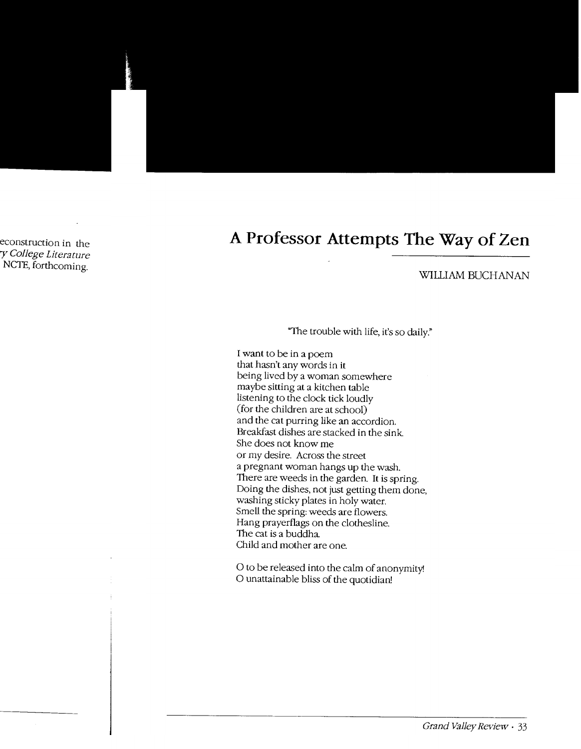# A Professor Attempts The Way of Zen

WILLIAM BUCHANAN

"The trouble with life, it's so daily."

I want to be in a poem  
that hasn't any words in it  
being lived by a woman somewhere  
maybe sitting at a kitchen table  
listening to the clock tick loudly  
(for the children are at school)  
and the cat purring like an accordion.  
Breakfast dishes are stacked in the sink.  
She does not know me  
or my desire. Across the street  
a pregnant woman hangs up the wash.  
There are weeds in the garden. It is spring.  
Doing the dishes, not just getting them done,  
washing sticky plates in holy water.  
Smell the spring: weeds are flowers.  
Hang prayerflags on the clothesline.  
The cat is a buddha.  
Child and mother are one.

O to be released into the calm of anonymity!  
O unattainable bliss of the quotidian!